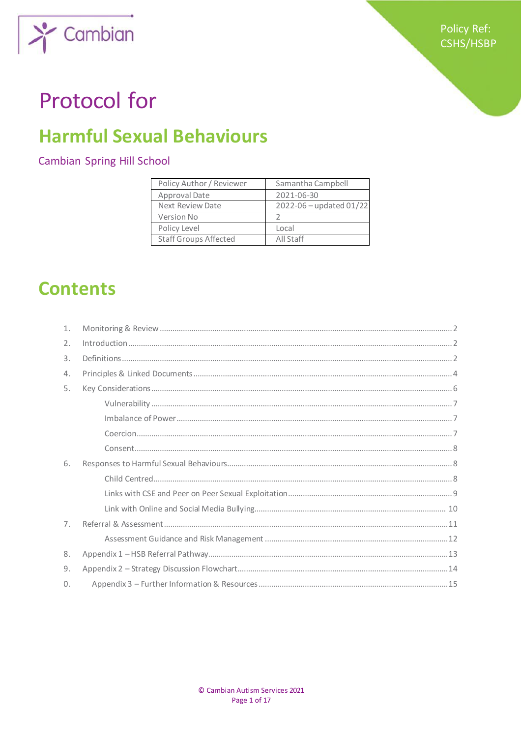Policy Ref: CSHS/HSBP

# Protocol for

# Harmful Sexual Behaviours

Cambian Spring Hill School

| Policy Author / Reviewer | Samantha Campbell |
|---|---|
| Approval Date | 2021-06-30 |
| Next Review Date | 2022-06 – updated 01/22 |
| Version No | 2 |
| Policy Level | Local |
| Staff Groups Affected | All Staff |

## Contents

1. Monitoring & Review ........ 2
2. Introduction ........ 2
3. Definitions ........ 2
4. Principles & Linked Documents ........ 4
5. Key Considerations ........ 6
   - Vulnerability ........ 7
   - Imbalance of Power ........ 7
   - Coercion ........ 7
   - Consent ........ 8
6. Responses to Harmful Sexual Behaviours ........ 8
   - Child Centred ........ 8
   - Links with CSE and Peer on Peer Sexual Exploitation ........ 9
   - Link with Online and Social Media Bullying ........ 10
7. Referral & Assessment ........ 11
   - Assessment Guidance and Risk Management ........ 12
8. Appendix 1 – HSB Referral Pathway ........ 13
9. Appendix 2 – Strategy Discussion Flowchart ........ 14
0. Appendix 3 – Further Information & Resources ........ 15

© Cambian Autism Services 2021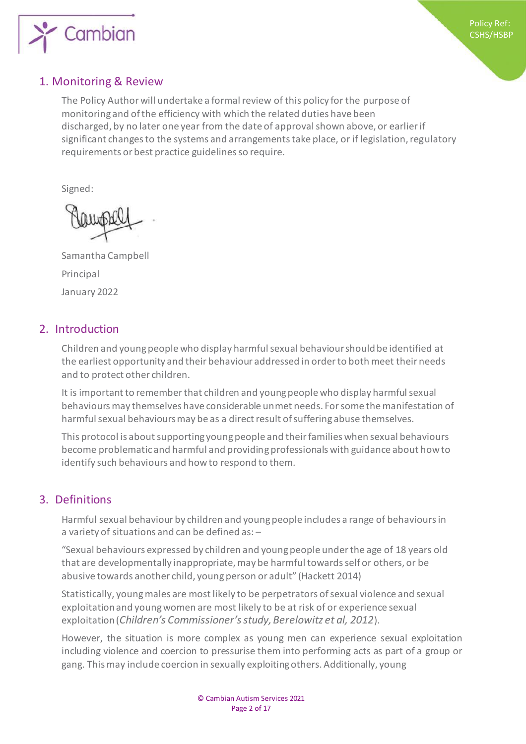## 1. Monitoring & Review

The Policy Author will undertake a formal review of this policy for the purpose of monitoring and of the efficiency with which the related duties have been discharged, by no later one year from the date of approval shown above, or earlier if significant changes to the systems and arrangements take place, or if legislation, regulatory requirements or best practice guidelines so require.

Signed:

Samantha Campbell

Principal

January 2022

## 2. Introduction

Children and young people who display harmful sexual behaviour should be identified at the earliest opportunity and their behaviour addressed in order to both meet their needs and to protect other children.

It is important to remember that children and young people who display harmful sexual behaviours may themselves have considerable unmet needs. For some the manifestation of harmful sexual behaviours may be as a direct result of suffering abuse themselves.

This protocol is about supporting young people and their families when sexual behaviours become problematic and harmful and providing professionals with guidance about how to identify such behaviours and how to respond to them.

## 3. Definitions

Harmful sexual behaviour by children and young people includes a range of behaviours in a variety of situations and can be defined as: –

"Sexual behaviours expressed by children and young people under the age of 18 years old that are developmentally inappropriate, may be harmful towards self or others, or be abusive towards another child, young person or adult" (Hackett 2014)

Statistically, young males are most likely to be perpetrators of sexual violence and sexual exploitation and young women are most likely to be at risk of or experience sexual exploitation (*Children's Commissioner's study, Berelowitz et al, 2012*).

However, the situation is more complex as young men can experience sexual exploitation including violence and coercion to pressurise them into performing acts as part of a group or gang. This may include coercion in sexually exploiting others. Additionally, young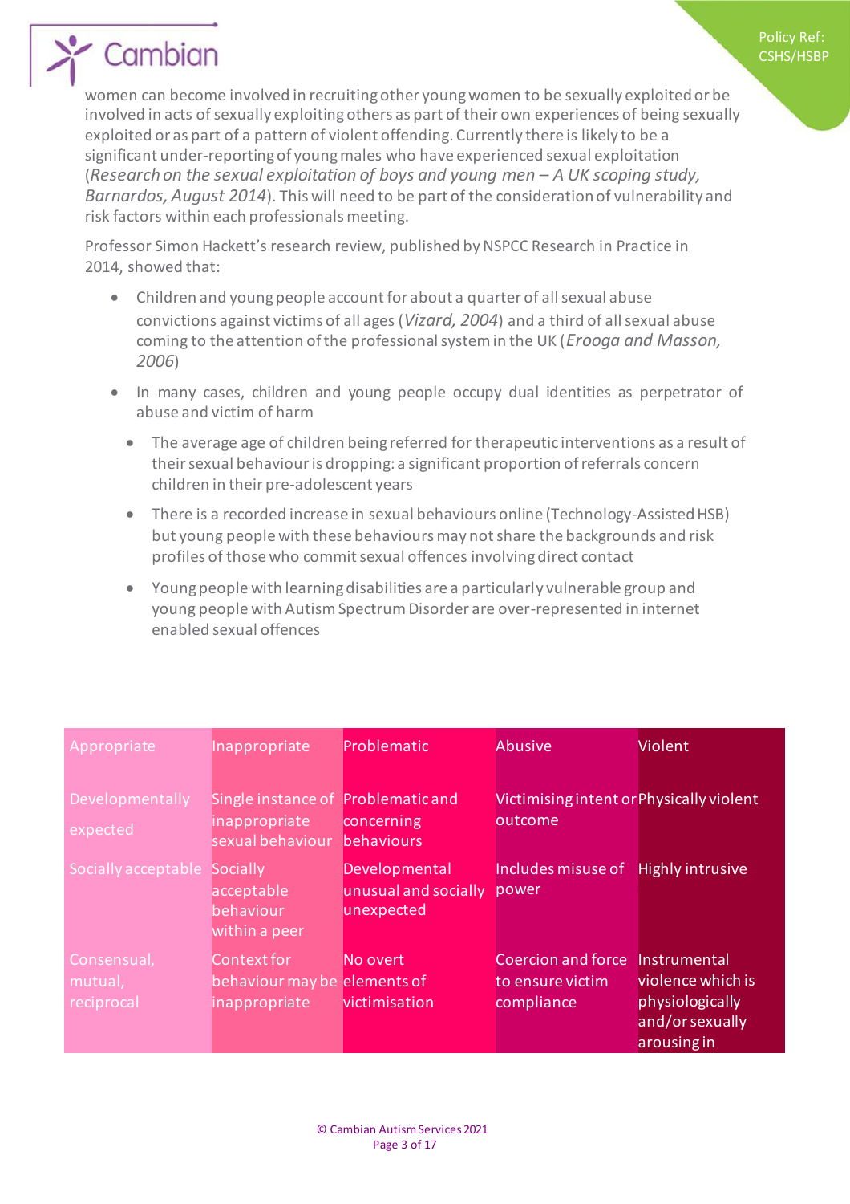women can become involved in recruiting other young women to be sexually exploited or be involved in acts of sexually exploiting others as part of their own experiences of being sexually exploited or as part of a pattern of violent offending. Currently there is likely to be a significant under-reporting of young males who have experienced sexual exploitation (*Research on the sexual exploitation of boys and young men – A UK scoping study, Barnardos, August 2014*). This will need to be part of the consideration of vulnerability and risk factors within each professionals meeting.

Professor Simon Hackett's research review, published by NSPCC Research in Practice in 2014, showed that:

- Children and young people account for about a quarter of all sexual abuse convictions against victims of all ages (*Vizard, 2004*) and a third of all sexual abuse coming to the attention of the professional system in the UK (*Erooga and Masson, 2006*)
- In many cases, children and young people occupy dual identities as perpetrator of abuse and victim of harm
  - The average age of children being referred for therapeutic interventions as a result of their sexual behaviour is dropping: a significant proportion of referrals concern children in their pre-adolescent years
  - There is a recorded increase in sexual behaviours online (Technology-Assisted HSB) but young people with these behaviours may not share the backgrounds and risk profiles of those who commit sexual offences involving direct contact
  - Young people with learning disabilities are a particularly vulnerable group and young people with Autism Spectrum Disorder are over-represented in internet enabled sexual offences

| Appropriate | Inappropriate | Problematic | Abusive | Violent |
|---|---|---|---|---|
| Developmentally expected | Single instance of inappropriate sexual behaviour | Problematic and concerning behaviours | Victimising intent or outcome | Physically violent |
| Socially acceptable | Socially acceptable behaviour within a peer | Developmental unusual and socially unexpected | Includes misuse of power | Highly intrusive |
| Consensual, mutual, reciprocal | Context for behaviour may be inappropriate | No overt elements of victimisation | Coercion and force to ensure victim compliance | Instrumental violence which is physiologically and/or sexually arousing in |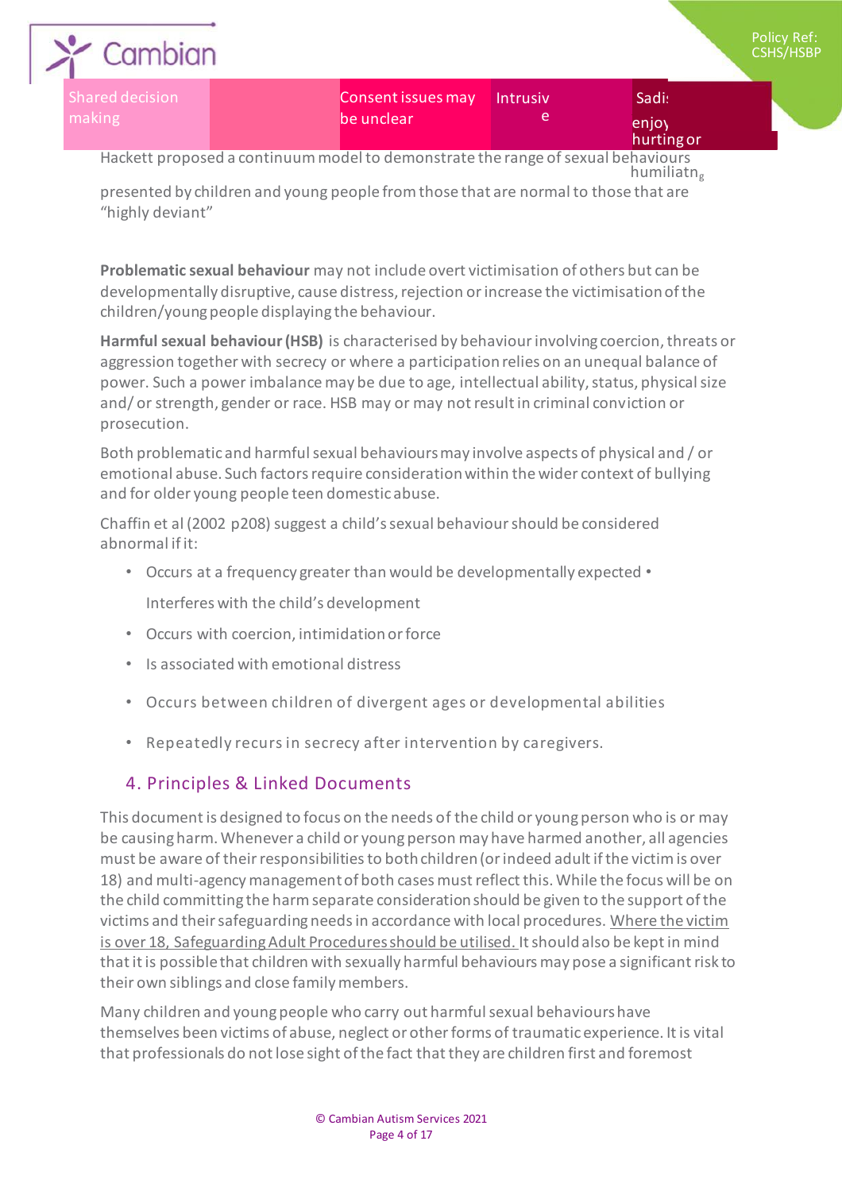| Shared decision making | | Consent issues may be unclear | Intrusive | Sadistic enjoy hurting or humiliating |
|---|---|---|---|---|

Hackett proposed a continuum model to demonstrate the range of sexual behaviours presented by children and young people from those that are normal to those that are "highly deviant"

**Problematic sexual behaviour** may not include overt victimisation of others but can be developmentally disruptive, cause distress, rejection or increase the victimisation of the children/young people displaying the behaviour.

**Harmful sexual behaviour (HSB)** is characterised by behaviour involving coercion, threats or aggression together with secrecy or where a participation relies on an unequal balance of power. Such a power imbalance may be due to age, intellectual ability, status, physical size and/ or strength, gender or race. HSB may or may not result in criminal conviction or prosecution.

Both problematic and harmful sexual behaviours may involve aspects of physical and / or emotional abuse. Such factors require consideration within the wider context of bullying and for older young people teen domestic abuse.

Chaffin et al (2002 p208) suggest a child's sexual behaviour should be considered abnormal if it:

- Occurs at a frequency greater than would be developmentally expected
- Interferes with the child's development
- Occurs with coercion, intimidation or force
- Is associated with emotional distress
- Occurs between children of divergent ages or developmental abilities
- Repeatedly recurs in secrecy after intervention by caregivers.

## 4. Principles & Linked Documents

This document is designed to focus on the needs of the child or young person who is or may be causing harm. Whenever a child or young person may have harmed another, all agencies must be aware of their responsibilities to both children (or indeed adult if the victim is over 18) and multi-agency management of both cases must reflect this. While the focus will be on the child committing the harm separate consideration should be given to the support of the victims and their safeguarding needs in accordance with local procedures. Where the victim is over 18, Safeguarding Adult Procedures should be utilised. It should also be kept in mind that it is possible that children with sexually harmful behaviours may pose a significant risk to their own siblings and close family members.

Many children and young people who carry out harmful sexual behaviours have themselves been victims of abuse, neglect or other forms of traumatic experience. It is vital that professionals do not lose sight of the fact that they are children first and foremost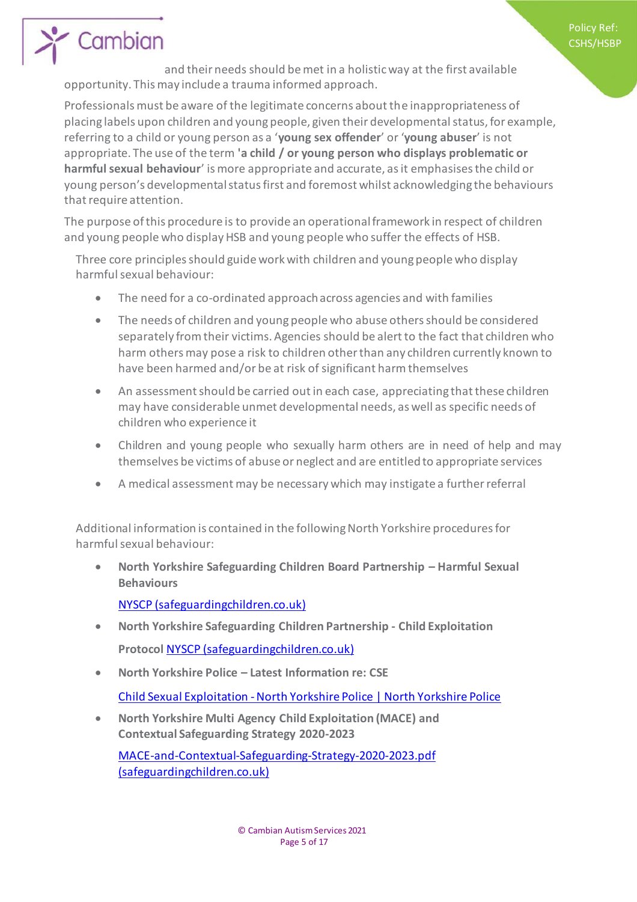and their needs should be met in a holistic way at the first available opportunity. This may include a trauma informed approach.

Professionals must be aware of the legitimate concerns about the inappropriateness of placing labels upon children and young people, given their developmental status, for example, referring to a child or young person as a '**young sex offender**' or '**young abuser**' is not appropriate. The use of the term **'a child / or young person who displays problematic or harmful sexual behaviour**' is more appropriate and accurate, as it emphasises the child or young person's developmental status first and foremost whilst acknowledging the behaviours that require attention.

The purpose of this procedure is to provide an operational framework in respect of children and young people who display HSB and young people who suffer the effects of HSB.

Three core principles should guide work with children and young people who display harmful sexual behaviour:

- The need for a co-ordinated approach across agencies and with families
- The needs of children and young people who abuse others should be considered separately from their victims. Agencies should be alert to the fact that children who harm others may pose a risk to children other than any children currently known to have been harmed and/or be at risk of significant harm themselves
- An assessment should be carried out in each case, appreciating that these children may have considerable unmet developmental needs, as well as specific needs of children who experience it
- Children and young people who sexually harm others are in need of help and may themselves be victims of abuse or neglect and are entitled to appropriate services
- A medical assessment may be necessary which may instigate a further referral

Additional information is contained in the following North Yorkshire procedures for harmful sexual behaviour:

- **North Yorkshire Safeguarding Children Board Partnership – Harmful Sexual Behaviours**

  [NYSCP (safeguardingchildren.co.uk)]

- **North Yorkshire Safeguarding Children Partnership - Child Exploitation Protocol** [NYSCP (safeguardingchildren.co.uk)]

- **North Yorkshire Police – Latest Information re: CSE**

  [Child Sexual Exploitation - North Yorkshire Police | North Yorkshire Police]

- **North Yorkshire Multi Agency Child Exploitation (MACE) and Contextual Safeguarding Strategy 2020-2023**

  [MACE-and-Contextual-Safeguarding-Strategy-2020-2023.pdf (safeguardingchildren.co.uk)]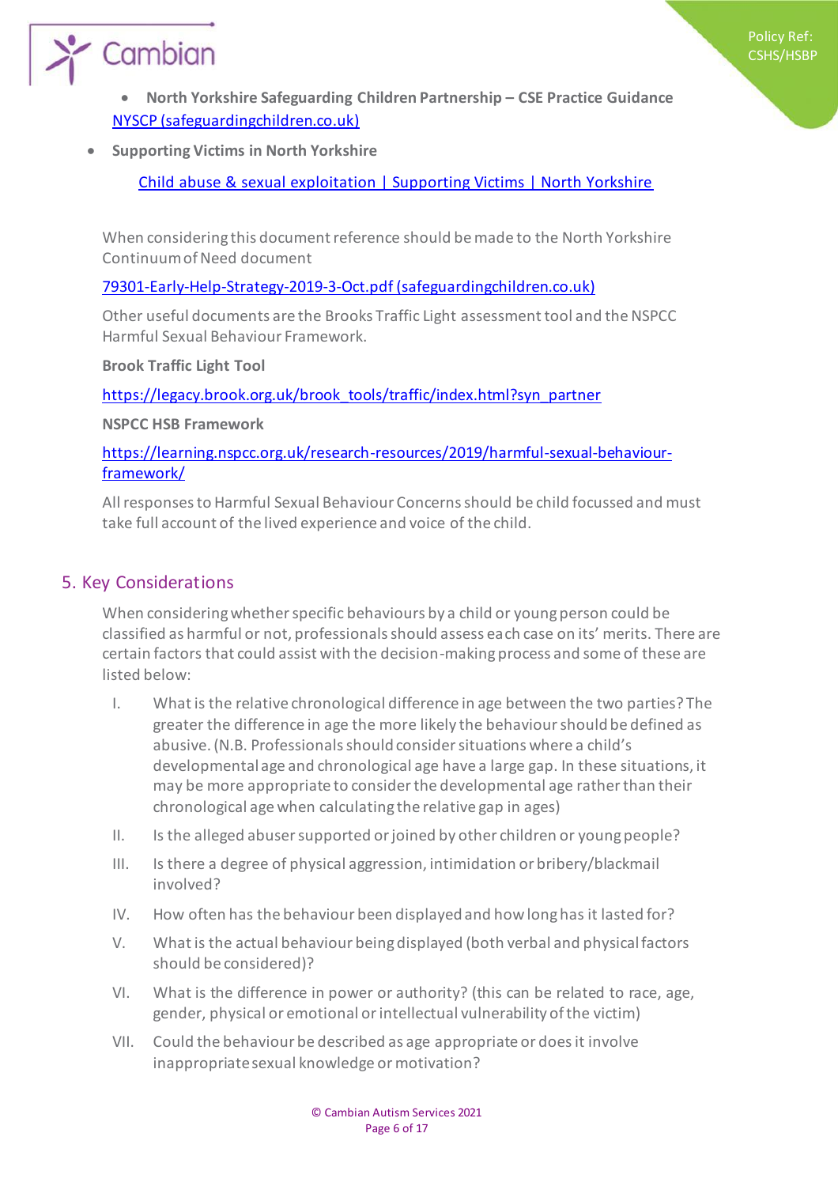- **North Yorkshire Safeguarding Children Partnership – CSE Practice Guidance**
  [NYSCP (safeguardingchildren.co.uk)](NYSCP (safeguardingchildren.co.uk))
- **Supporting Victims in North Yorkshire**

  Child abuse & sexual exploitation | Supporting Victims | North Yorkshire

When considering this document reference should be made to the North Yorkshire Continuum of Need document

79301-Early-Help-Strategy-2019-3-Oct.pdf (safeguardingchildren.co.uk)

Other useful documents are the Brooks Traffic Light assessment tool and the NSPCC Harmful Sexual Behaviour Framework.

**Brook Traffic Light Tool**

https://legacy.brook.org.uk/brook_tools/traffic/index.html?syn_partner

**NSPCC HSB Framework**

https://learning.nspcc.org.uk/research-resources/2019/harmful-sexual-behaviour-framework/

All responses to Harmful Sexual Behaviour Concerns should be child focussed and must take full account of the lived experience and voice of the child.

## 5. Key Considerations

When considering whether specific behaviours by a child or young person could be classified as harmful or not, professionals should assess each case on its' merits. There are certain factors that could assist with the decision-making process and some of these are listed below:

I. What is the relative chronological difference in age between the two parties? The greater the difference in age the more likely the behaviour should be defined as abusive. (N.B. Professionals should consider situations where a child's developmental age and chronological age have a large gap. In these situations, it may be more appropriate to consider the developmental age rather than their chronological age when calculating the relative gap in ages)

II. Is the alleged abuser supported or joined by other children or young people?

III. Is there a degree of physical aggression, intimidation or bribery/blackmail involved?

IV. How often has the behaviour been displayed and how long has it lasted for?

V. What is the actual behaviour being displayed (both verbal and physical factors should be considered)?

VI. What is the difference in power or authority? (this can be related to race, age, gender, physical or emotional or intellectual vulnerability of the victim)

VII. Could the behaviour be described as age appropriate or does it involve inappropriate sexual knowledge or motivation?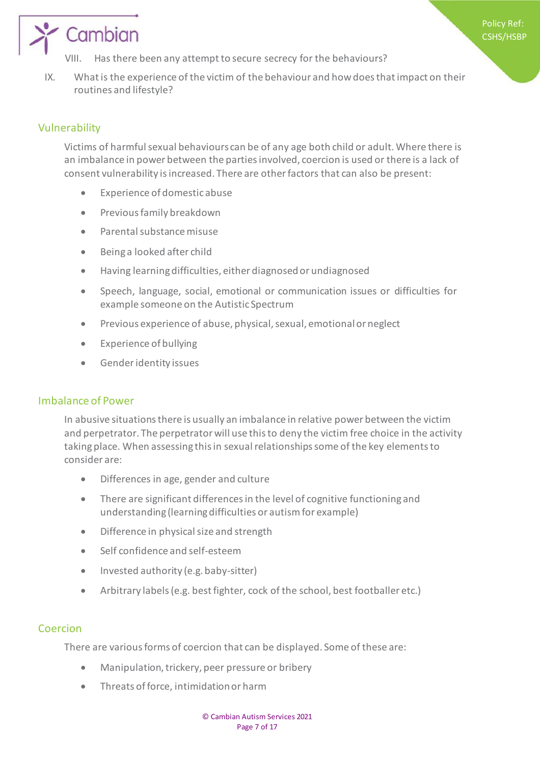VIII. Has there been any attempt to secure secrecy for the behaviours?

IX. What is the experience of the victim of the behaviour and how does that impact on their routines and lifestyle?

## Vulnerability

Victims of harmful sexual behaviours can be of any age both child or adult. Where there is an imbalance in power between the parties involved, coercion is used or there is a lack of consent vulnerability is increased. There are other factors that can also be present:

- Experience of domestic abuse
- Previous family breakdown
- Parental substance misuse
- Being a looked after child
- Having learning difficulties, either diagnosed or undiagnosed
- Speech, language, social, emotional or communication issues or difficulties for example someone on the Autistic Spectrum
- Previous experience of abuse, physical, sexual, emotional or neglect
- Experience of bullying
- Gender identity issues

## Imbalance of Power

In abusive situations there is usually an imbalance in relative power between the victim and perpetrator. The perpetrator will use this to deny the victim free choice in the activity taking place. When assessing this in sexual relationships some of the key elements to consider are:

- Differences in age, gender and culture
- There are significant differences in the level of cognitive functioning and understanding (learning difficulties or autism for example)
- Difference in physical size and strength
- Self confidence and self-esteem
- Invested authority (e.g. baby-sitter)
- Arbitrary labels (e.g. best fighter, cock of the school, best footballer etc.)

## Coercion

There are various forms of coercion that can be displayed. Some of these are:

- Manipulation, trickery, peer pressure or bribery
- Threats of force, intimidation or harm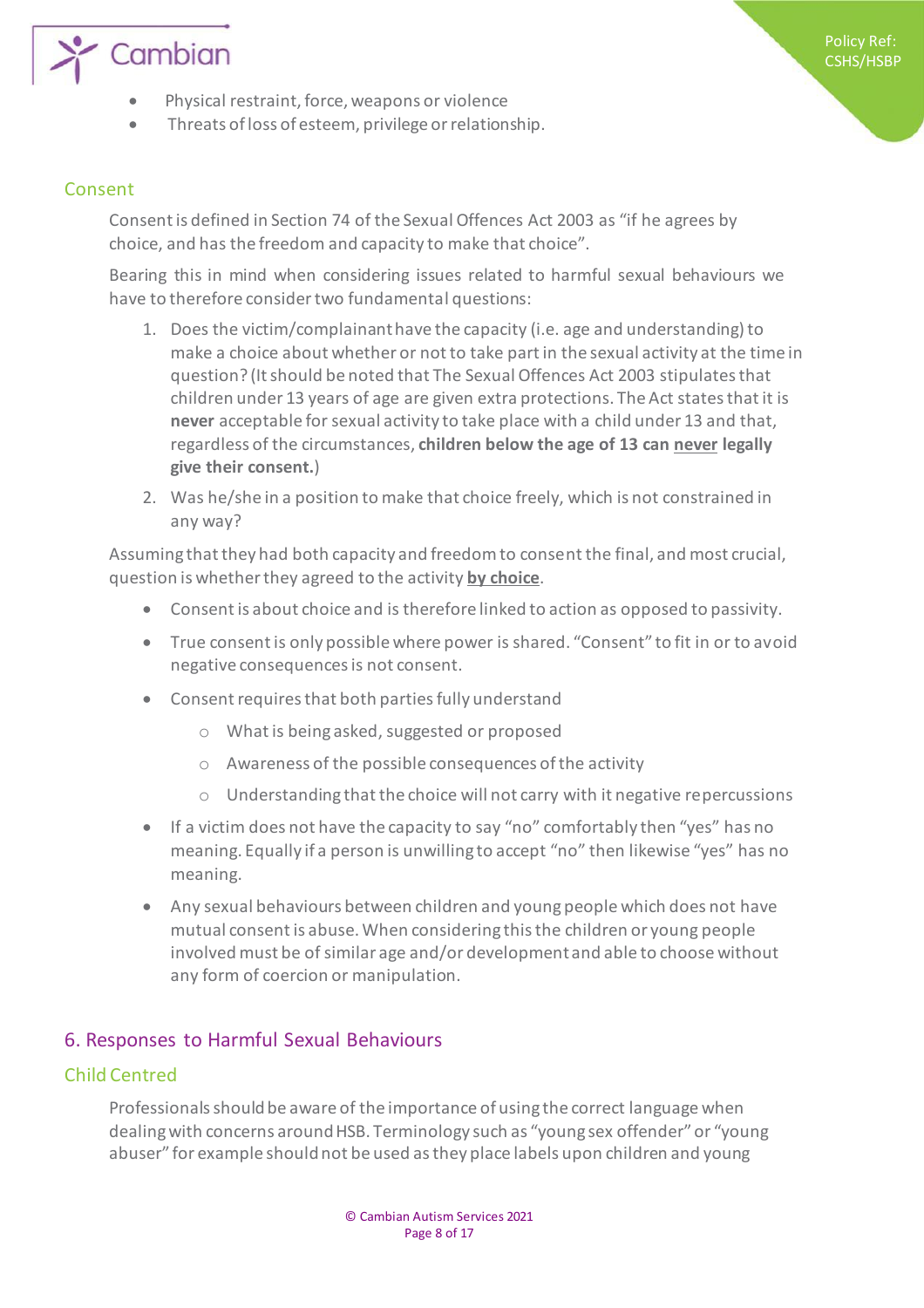- Physical restraint, force, weapons or violence
- Threats of loss of esteem, privilege or relationship.

### Consent

Consent is defined in Section 74 of the Sexual Offences Act 2003 as "if he agrees by choice, and has the freedom and capacity to make that choice".

Bearing this in mind when considering issues related to harmful sexual behaviours we have to therefore consider two fundamental questions:

1. Does the victim/complainant have the capacity (i.e. age and understanding) to make a choice about whether or not to take part in the sexual activity at the time in question? (It should be noted that The Sexual Offences Act 2003 stipulates that children under 13 years of age are given extra protections. The Act states that it is **never** acceptable for sexual activity to take place with a child under 13 and that, regardless of the circumstances, **children below the age of 13 can <u>never</u> legally give their consent.**)
2. Was he/she in a position to make that choice freely, which is not constrained in any way?

Assuming that they had both capacity and freedom to consent the final, and most crucial, question is whether they agreed to the activity **<u>by choice</u>**.

- Consent is about choice and is therefore linked to action as opposed to passivity.
- True consent is only possible where power is shared. "Consent" to fit in or to avoid negative consequences is not consent.
- Consent requires that both parties fully understand
  - What is being asked, suggested or proposed
  - Awareness of the possible consequences of the activity
  - Understanding that the choice will not carry with it negative repercussions
- If a victim does not have the capacity to say "no" comfortably then "yes" has no meaning. Equally if a person is unwilling to accept "no" then likewise "yes" has no meaning.
- Any sexual behaviours between children and young people which does not have mutual consent is abuse. When considering this the children or young people involved must be of similar age and/or development and able to choose without any form of coercion or manipulation.

## 6. Responses to Harmful Sexual Behaviours

### Child Centred

Professionals should be aware of the importance of using the correct language when dealing with concerns around HSB. Terminology such as "young sex offender" or "young abuser" for example should not be used as they place labels upon children and young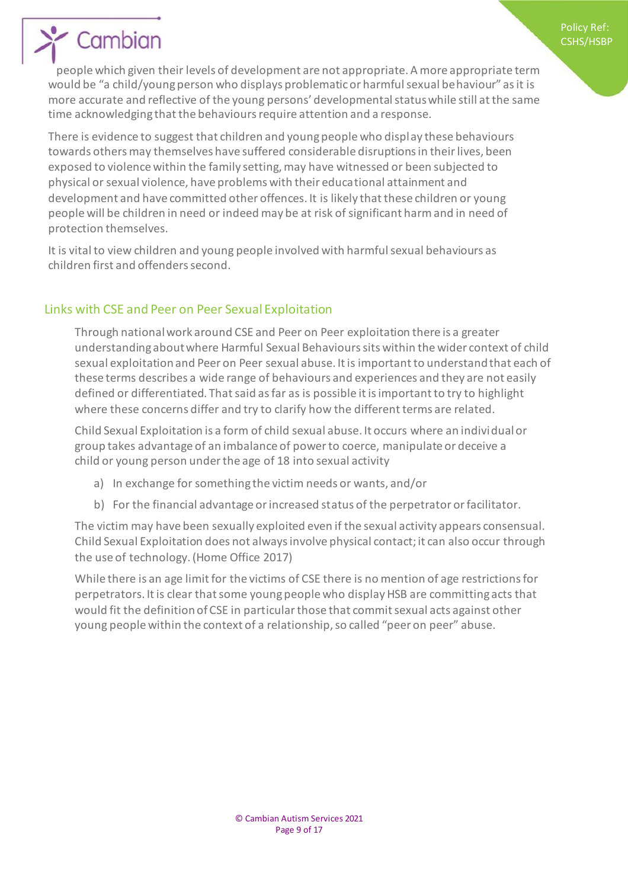people which given their levels of development are not appropriate. A more appropriate term would be “a child/young person who displays problematic or harmful sexual behaviour” as it is more accurate and reflective of the young persons’ developmental status while still at the same time acknowledging that the behaviours require attention and a response.

There is evidence to suggest that children and young people who display these behaviours towards others may themselves have suffered considerable disruptions in their lives, been exposed to violence within the family setting, may have witnessed or been subjected to physical or sexual violence, have problems with their educational attainment and development and have committed other offences. It is likely that these children or young people will be children in need or indeed may be at risk of significant harm and in need of protection themselves.

It is vital to view children and young people involved with harmful sexual behaviours as children first and offenders second.

## Links with CSE and Peer on Peer Sexual Exploitation

Through national work around CSE and Peer on Peer exploitation there is a greater understanding about where Harmful Sexual Behaviours sits within the wider context of child sexual exploitation and Peer on Peer sexual abuse. It is important to understand that each of these terms describes a wide range of behaviours and experiences and they are not easily defined or differentiated. That said as far as is possible it is important to try to highlight where these concerns differ and try to clarify how the different terms are related.

Child Sexual Exploitation is a form of child sexual abuse. It occurs where an individual or group takes advantage of an imbalance of power to coerce, manipulate or deceive a child or young person under the age of 18 into sexual activity

a) In exchange for something the victim needs or wants, and/or

b) For the financial advantage or increased status of the perpetrator or facilitator.

The victim may have been sexually exploited even if the sexual activity appears consensual. Child Sexual Exploitation does not always involve physical contact; it can also occur through the use of technology. (Home Office 2017)

While there is an age limit for the victims of CSE there is no mention of age restrictions for perpetrators. It is clear that some young people who display HSB are committing acts that would fit the definition of CSE in particular those that commit sexual acts against other young people within the context of a relationship, so called “peer on peer” abuse.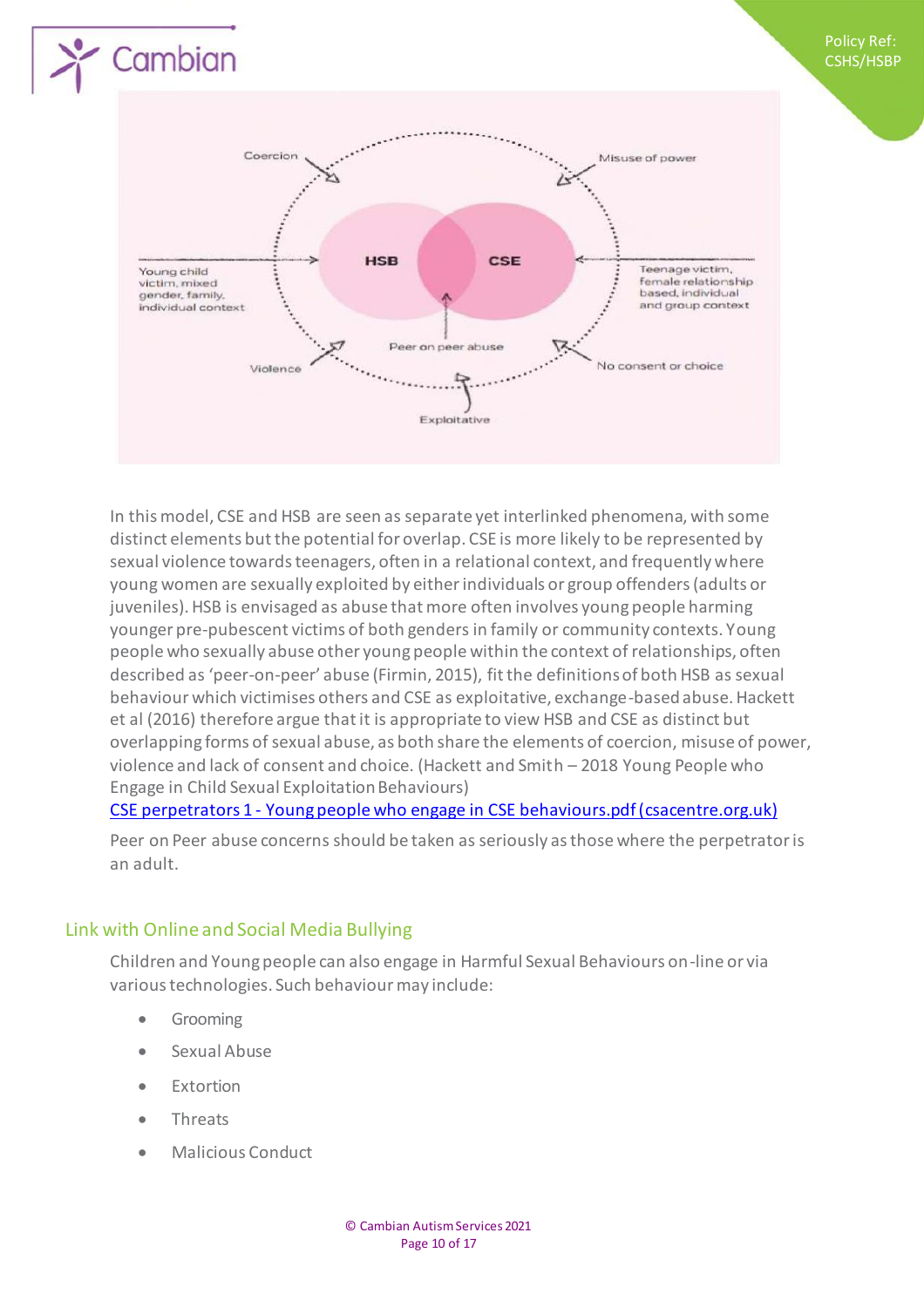In this model, CSE and HSB are seen as separate yet interlinked phenomena, with some distinct elements but the potential for overlap. CSE is more likely to be represented by sexual violence towards teenagers, often in a relational context, and frequently where young women are sexually exploited by either individuals or group offenders (adults or juveniles). HSB is envisaged as abuse that more often involves young people harming younger pre-pubescent victims of both genders in family or community contexts. Young people who sexually abuse other young people within the context of relationships, often described as 'peer-on-peer' abuse (Firmin, 2015), fit the definitions of both HSB as sexual behaviour which victimises others and CSE as exploitative, exchange-based abuse. Hackett et al (2016) therefore argue that it is appropriate to view HSB and CSE as distinct but overlapping forms of sexual abuse, as both share the elements of coercion, misuse of power, violence and lack of consent and choice. (Hackett and Smith – 2018 Young People who Engage in Child Sexual Exploitation Behaviours)

[CSE perpetrators 1 - Young people who engage in CSE behaviours.pdf (csacentre.org.uk)](CSE perpetrators 1 - Young people who engage in CSE behaviours.pdf (csacentre.org.uk))

Peer on Peer abuse concerns should be taken as seriously as those where the perpetrator is an adult.

## Link with Online and Social Media Bullying

Children and Young people can also engage in Harmful Sexual Behaviours on-line or via various technologies. Such behaviour may include:

- Grooming
- Sexual Abuse
- Extortion
- Threats
- Malicious Conduct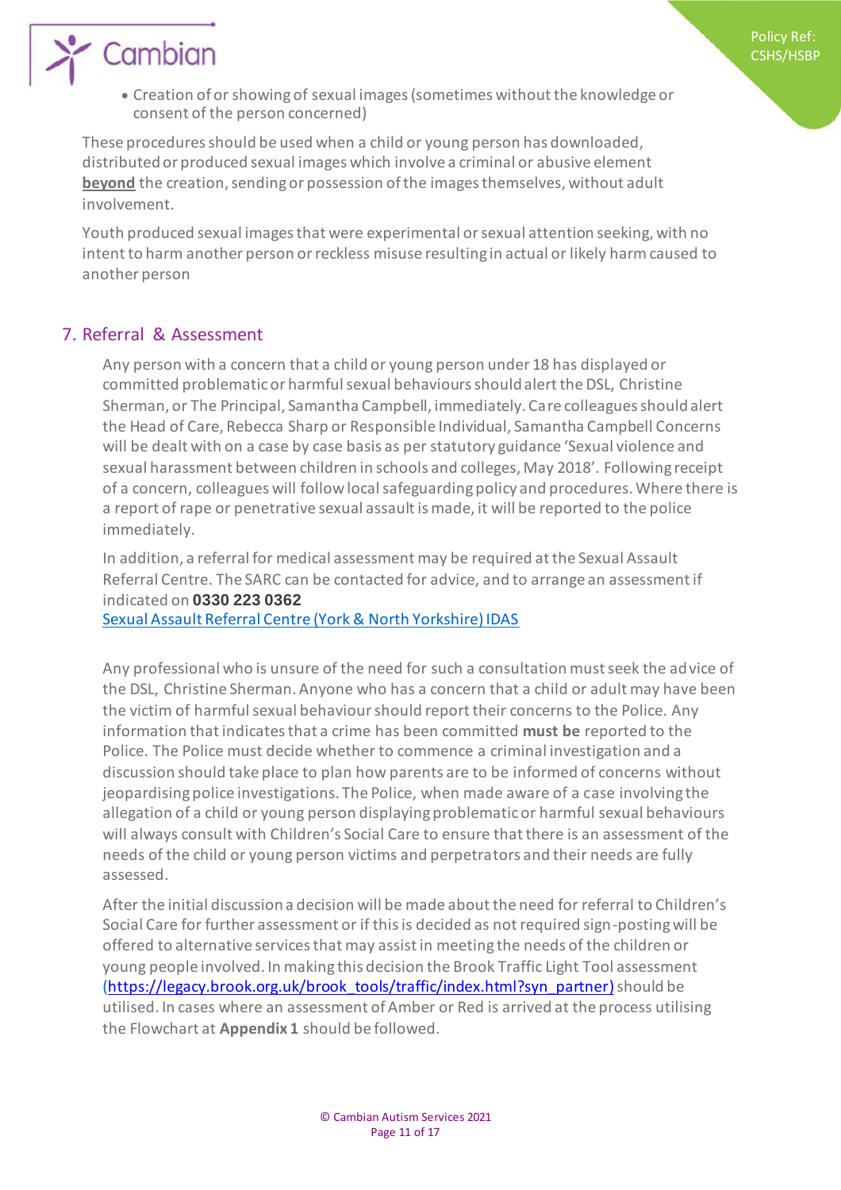- Creation of or showing of sexual images (sometimes without the knowledge or consent of the person concerned)

These procedures should be used when a child or young person has downloaded, distributed or produced sexual images which involve a criminal or abusive element **beyond** the creation, sending or possession of the images themselves, without adult involvement.

Youth produced sexual images that were experimental or sexual attention seeking, with no intent to harm another person or reckless misuse resulting in actual or likely harm caused to another person

## 7. Referral & Assessment

Any person with a concern that a child or young person under 18 has displayed or committed problematic or harmful sexual behaviours should alert the DSL, Christine Sherman, or The Principal, Samantha Campbell, immediately. Care colleagues should alert the Head of Care, Rebecca Sharp or Responsible Individual, Samantha Campbell Concerns will be dealt with on a case by case basis as per statutory guidance 'Sexual violence and sexual harassment between children in schools and colleges, May 2018'. Following receipt of a concern, colleagues will follow local safeguarding policy and procedures. Where there is a report of rape or penetrative sexual assault is made, it will be reported to the police immediately.

In addition, a referral for medical assessment may be required at the Sexual Assault Referral Centre. The SARC can be contacted for advice, and to arrange an assessment if indicated on **0330 223 0362**
[Sexual Assault Referral Centre (York & North Yorkshire) IDAS]

Any professional who is unsure of the need for such a consultation must seek the advice of the DSL, Christine Sherman. Anyone who has a concern that a child or adult may have been the victim of harmful sexual behaviour should report their concerns to the Police. Any information that indicates that a crime has been committed **must be** reported to the Police. The Police must decide whether to commence a criminal investigation and a discussion should take place to plan how parents are to be informed of concerns without jeopardising police investigations. The Police, when made aware of a case involving the allegation of a child or young person displaying problematic or harmful sexual behaviours will always consult with Children's Social Care to ensure that there is an assessment of the needs of the child or young person victims and perpetrators and their needs are fully assessed.

After the initial discussion a decision will be made about the need for referral to Children's Social Care for further assessment or if this is decided as not required sign-posting will be offered to alternative services that may assist in meeting the needs of the children or young people involved. In making this decision the Brook Traffic Light Tool assessment (https://legacy.brook.org.uk/brook_tools/traffic/index.html?syn_partner) should be utilised. In cases where an assessment of Amber or Red is arrived at the process utilising the Flowchart at **Appendix 1** should be followed.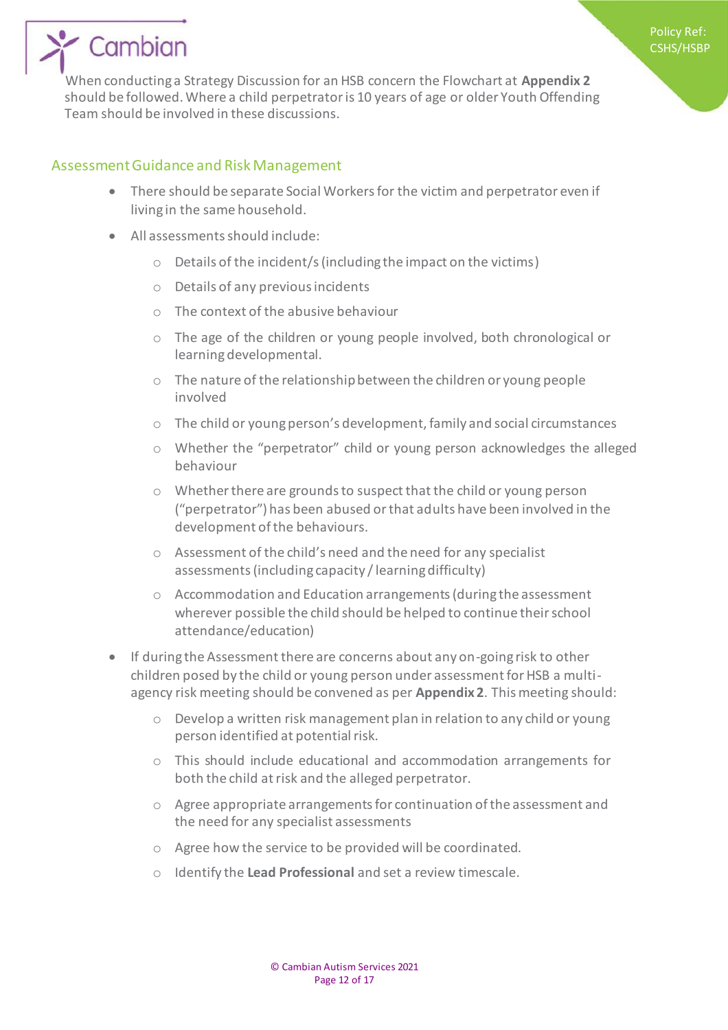When conducting a Strategy Discussion for an HSB concern the Flowchart at **Appendix 2** should be followed. Where a child perpetrator is 10 years of age or older Youth Offending Team should be involved in these discussions.

## Assessment Guidance and Risk Management

- There should be separate Social Workers for the victim and perpetrator even if living in the same household.
- All assessments should include:
  - Details of the incident/s (including the impact on the victims)
  - Details of any previous incidents
  - The context of the abusive behaviour
  - The age of the children or young people involved, both chronological or learning developmental.
  - The nature of the relationship between the children or young people involved
  - The child or young person's development, family and social circumstances
  - Whether the "perpetrator" child or young person acknowledges the alleged behaviour
  - Whether there are grounds to suspect that the child or young person ("perpetrator") has been abused or that adults have been involved in the development of the behaviours.
  - Assessment of the child's need and the need for any specialist assessments (including capacity / learning difficulty)
  - Accommodation and Education arrangements (during the assessment wherever possible the child should be helped to continue their school attendance/education)
- If during the Assessment there are concerns about any on-going risk to other children posed by the child or young person under assessment for HSB a multi-agency risk meeting should be convened as per **Appendix 2**. This meeting should:
  - Develop a written risk management plan in relation to any child or young person identified at potential risk.
  - This should include educational and accommodation arrangements for both the child at risk and the alleged perpetrator.
  - Agree appropriate arrangements for continuation of the assessment and the need for any specialist assessments
  - Agree how the service to be provided will be coordinated.
  - Identify the **Lead Professional** and set a review timescale.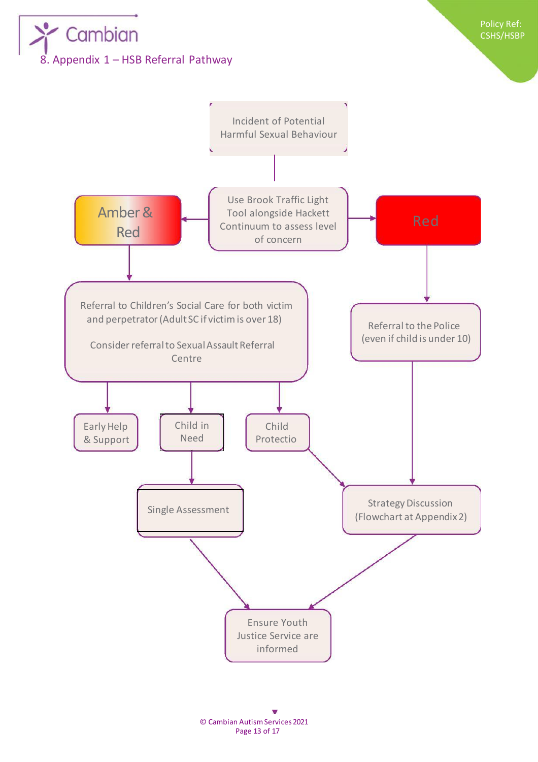## 8. Appendix 1 – HSB Referral Pathway

Incident of Potential Harmful Sexual Behaviour

Use Brook Traffic Light Tool alongside Hackett Continuum to assess level of concern

**Amber & Red**

Referral to Children's Social Care for both victim and perpetrator (Adult SC if victim is over 18)

Consider referral to Sexual Assault Referral Centre

- Early Help & Support
- Child in Need → Single Assessment
- Child Protectio → Strategy Discussion (Flowchart at Appendix 2)

**Red**

Referral to the Police (even if child is under 10) → Strategy Discussion (Flowchart at Appendix 2)

Single Assessment / Strategy Discussion → Ensure Youth Justice Service are informed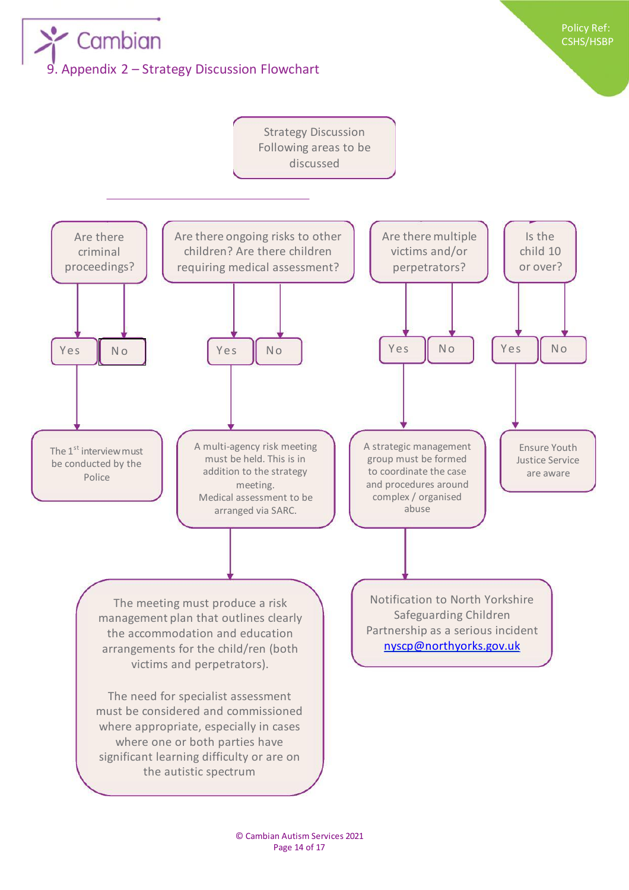# 9. Appendix 2 – Strategy Discussion Flowchart

**Strategy Discussion Following areas to be discussed**

- **Are there criminal proceedings?**
  - Yes → The 1st interview must be conducted by the Police
  - No
- **Are there ongoing risks to other children? Are there children requiring medical assessment?**
  - Yes → A multi-agency risk meeting must be held. This is in addition to the strategy meeting. Medical assessment to be arranged via SARC.
    - → The meeting must produce a risk management plan that outlines clearly the accommodation and education arrangements for the child/ren (both victims and perpetrators).

      The need for specialist assessment must be considered and commissioned where appropriate, especially in cases where one or both parties have significant learning difficulty or are on the autistic spectrum
  - No
- **Are there multiple victims and/or perpetrators?**
  - Yes → A strategic management group must be formed to coordinate the case and procedures around complex / organised abuse
    - → Notification to North Yorkshire Safeguarding Children Partnership as a serious incident nyscp@northyorks.gov.uk
  - No
- **Is the child 10 or over?**
  - Yes → Ensure Youth Justice Service are aware
  - No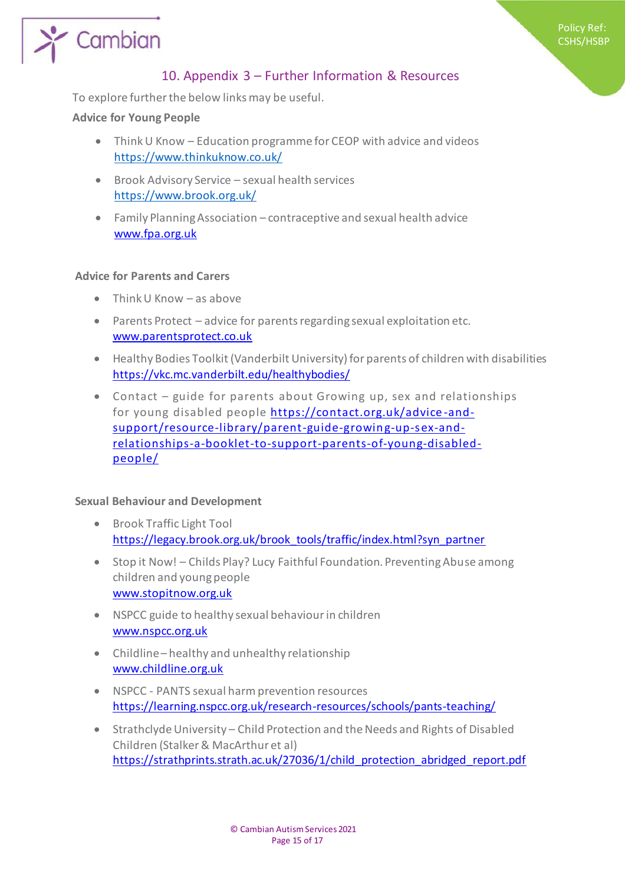## 10. Appendix 3 – Further Information & Resources

To explore further the below links may be useful.

**Advice for Young People**

- Think U Know – Education programme for CEOP with advice and videos
  https://www.thinkuknow.co.uk/
- Brook Advisory Service – sexual health services
  https://www.brook.org.uk/
- Family Planning Association – contraceptive and sexual health advice
  www.fpa.org.uk

**Advice for Parents and Carers**

- Think U Know – as above
- Parents Protect – advice for parents regarding sexual exploitation etc.
  www.parentsprotect.co.uk
- Healthy Bodies Toolkit (Vanderbilt University) for parents of children with disabilities
  https://vkc.mc.vanderbilt.edu/healthybodies/
- Contact – guide for parents about Growing up, sex and relationships for young disabled people https://contact.org.uk/advice-and-support/resource-library/parent-guide-growing-up-sex-and-relationships-a-booklet-to-support-parents-of-young-disabled-people/

**Sexual Behaviour and Development**

- Brook Traffic Light Tool
  https://legacy.brook.org.uk/brook_tools/traffic/index.html?syn_partner
- Stop it Now! – Childs Play? Lucy Faithful Foundation. Preventing Abuse among children and young people
  www.stopitnow.org.uk
- NSPCC guide to healthy sexual behaviour in children
  www.nspcc.org.uk
- Childline – healthy and unhealthy relationship
  www.childline.org.uk
- NSPCC - PANTS sexual harm prevention resources
  https://learning.nspcc.org.uk/research-resources/schools/pants-teaching/
- Strathclyde University – Child Protection and the Needs and Rights of Disabled Children (Stalker & MacArthur et al)
  https://strathprints.strath.ac.uk/27036/1/child_protection_abridged_report.pdf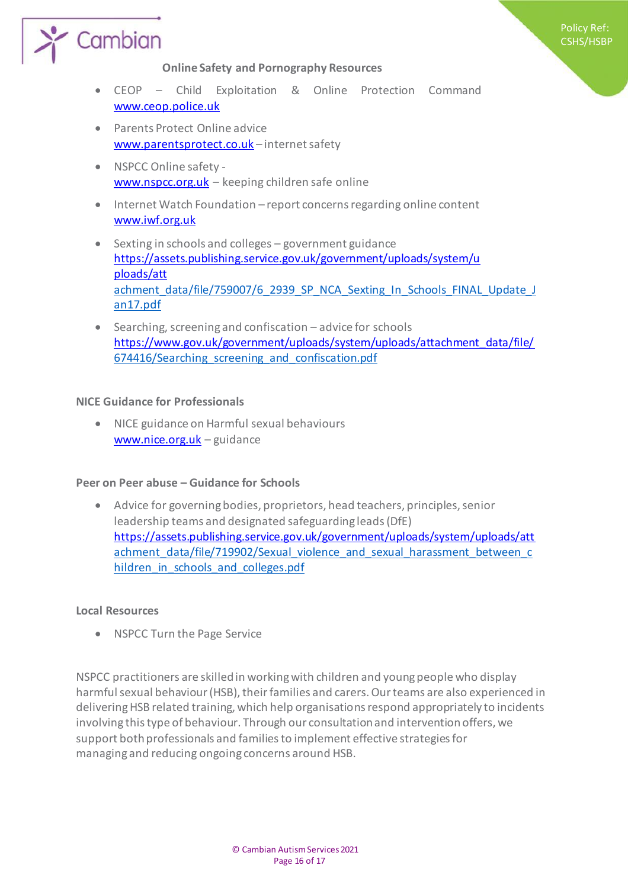**Online Safety and Pornography Resources**

- CEOP – Child Exploitation & Online Protection Command
  www.ceop.police.uk
- Parents Protect Online advice
  www.parentsprotect.co.uk – internet safety
- NSPCC Online safety -
  www.nspcc.org.uk – keeping children safe online
- Internet Watch Foundation – report concerns regarding online content
  www.iwf.org.uk
- Sexting in schools and colleges – government guidance
  https://assets.publishing.service.gov.uk/government/uploads/system/uploads/att achment_data/file/759007/6_2939_SP_NCA_Sexting_In_Schools_FINAL_Update_Jan17.pdf
- Searching, screening and confiscation – advice for schools
  https://www.gov.uk/government/uploads/system/uploads/attachment_data/file/674416/Searching_screening_and_confiscation.pdf

**NICE Guidance for Professionals**

- NICE guidance on Harmful sexual behaviours
  www.nice.org.uk – guidance

**Peer on Peer abuse – Guidance for Schools**

- Advice for governing bodies, proprietors, head teachers, principles, senior leadership teams and designated safeguarding leads (DfE)
  https://assets.publishing.service.gov.uk/government/uploads/system/uploads/attachment_data/file/719902/Sexual_violence_and_sexual_harassment_between_children_in_schools_and_colleges.pdf

**Local Resources**

- NSPCC Turn the Page Service

NSPCC practitioners are skilled in working with children and young people who display harmful sexual behaviour (HSB), their families and carers. Our teams are also experienced in delivering HSB related training, which help organisations respond appropriately to incidents involving this type of behaviour. Through our consultation and intervention offers, we support both professionals and families to implement effective strategies for managing and reducing ongoing concerns around HSB.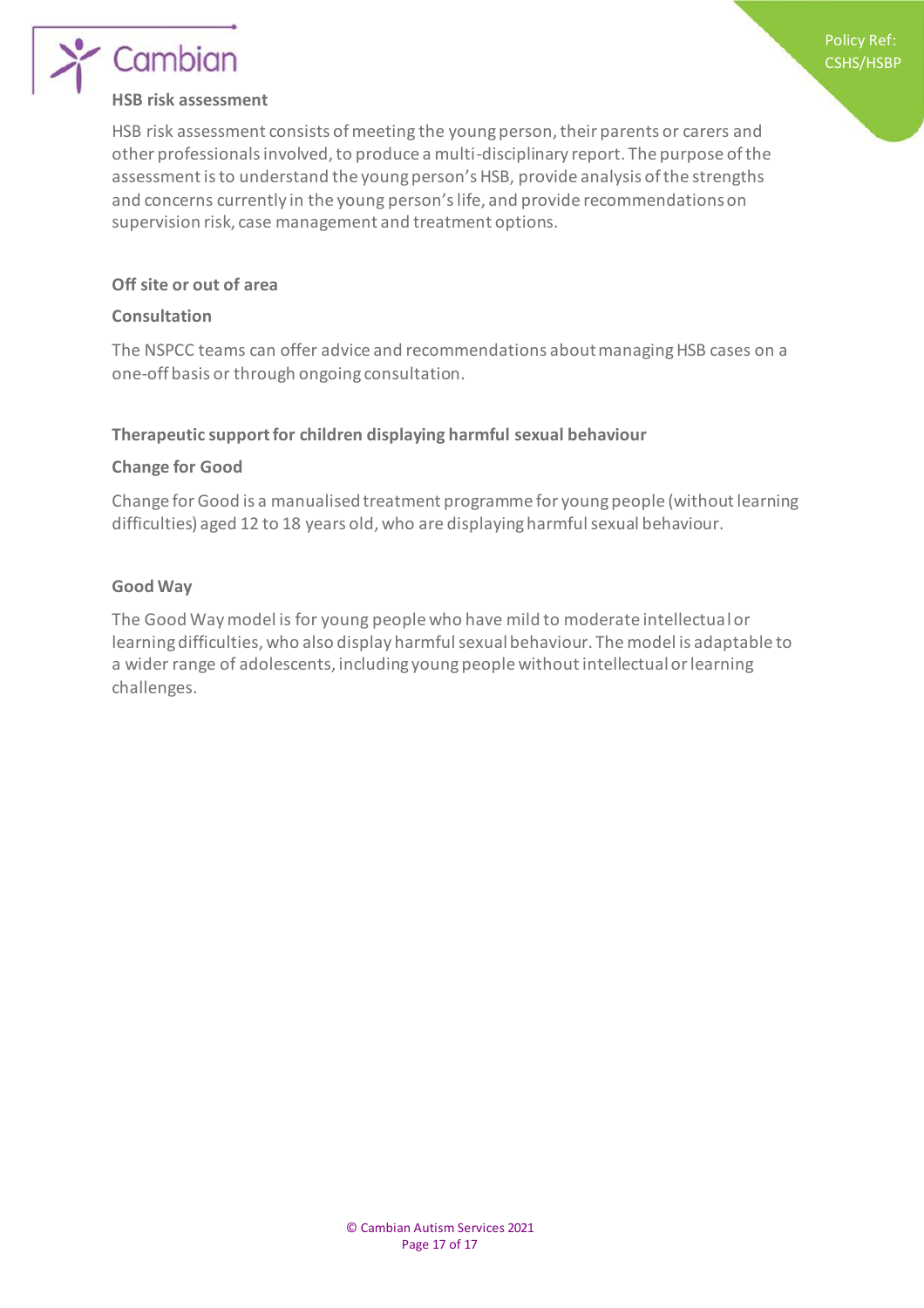### HSB risk assessment

HSB risk assessment consists of meeting the young person, their parents or carers and other professionals involved, to produce a multi-disciplinary report. The purpose of the assessment is to understand the young person's HSB, provide analysis of the strengths and concerns currently in the young person's life, and provide recommendations on supervision risk, case management and treatment options.

### Off site or out of area

### Consultation

The NSPCC teams can offer advice and recommendations about managing HSB cases on a one-off basis or through ongoing consultation.

### Therapeutic support for children displaying harmful sexual behaviour

### Change for Good

Change for Good is a manualised treatment programme for young people (without learning difficulties) aged 12 to 18 years old, who are displaying harmful sexual behaviour.

### Good Way

The Good Way model is for young people who have mild to moderate intellectual or learning difficulties, who also display harmful sexual behaviour. The model is adaptable to a wider range of adolescents, including young people without intellectual or learning challenges.